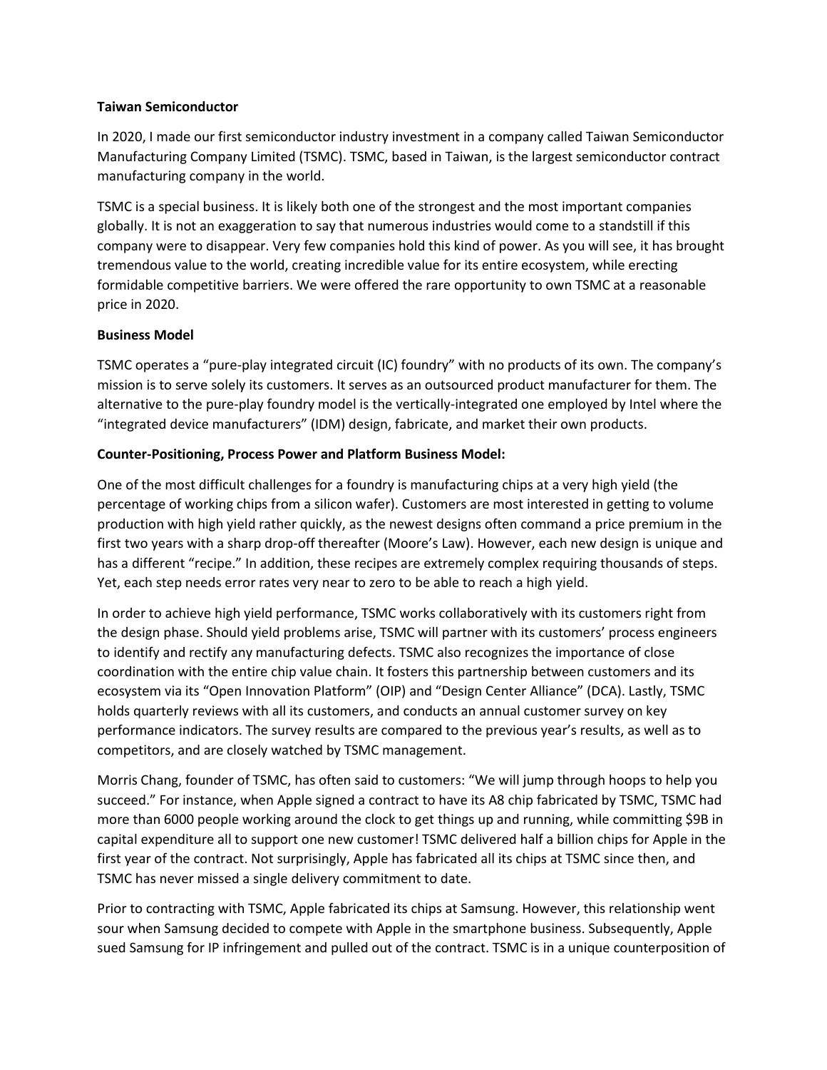**Taiwan Semiconductor**

In 2020, I made our first semiconductor industry investment in a company called Taiwan Semiconductor Manufacturing Company Limited (TSMC). TSMC, based in Taiwan, is the largest semiconductor contract manufacturing company in the world.

TSMC is a special business. It is likely both one of the strongest and the most important companies globally. It is not an exaggeration to say that numerous industries would come to a standstill if this company were to disappear. Very few companies hold this kind of power. As you will see, it has brought tremendous value to the world, creating incredible value for its entire ecosystem, while erecting formidable competitive barriers. We were offered the rare opportunity to own TSMC at a reasonable price in 2020.

**Business Model**

TSMC operates a "pure-play integrated circuit (IC) foundry" with no products of its own. The company's mission is to serve solely its customers. It serves as an outsourced product manufacturer for them. The alternative to the pure-play foundry model is the vertically-integrated one employed by Intel where the "integrated device manufacturers" (IDM) design, fabricate, and market their own products.

**Counter-Positioning, Process Power and Platform Business Model:**

One of the most difficult challenges for a foundry is manufacturing chips at a very high yield (the percentage of working chips from a silicon wafer). Customers are most interested in getting to volume production with high yield rather quickly, as the newest designs often command a price premium in the first two years with a sharp drop-off thereafter (Moore's Law). However, each new design is unique and has a different "recipe." In addition, these recipes are extremely complex requiring thousands of steps. Yet, each step needs error rates very near to zero to be able to reach a high yield.

In order to achieve high yield performance, TSMC works collaboratively with its customers right from the design phase. Should yield problems arise, TSMC will partner with its customers' process engineers to identify and rectify any manufacturing defects. TSMC also recognizes the importance of close coordination with the entire chip value chain. It fosters this partnership between customers and its ecosystem via its "Open Innovation Platform" (OIP) and "Design Center Alliance" (DCA). Lastly, TSMC holds quarterly reviews with all its customers, and conducts an annual customer survey on key performance indicators. The survey results are compared to the previous year's results, as well as to competitors, and are closely watched by TSMC management.

Morris Chang, founder of TSMC, has often said to customers: "We will jump through hoops to help you succeed." For instance, when Apple signed a contract to have its A8 chip fabricated by TSMC, TSMC had more than 6000 people working around the clock to get things up and running, while committing $9B in capital expenditure all to support one new customer! TSMC delivered half a billion chips for Apple in the first year of the contract. Not surprisingly, Apple has fabricated all its chips at TSMC since then, and TSMC has never missed a single delivery commitment to date.

Prior to contracting with TSMC, Apple fabricated its chips at Samsung. However, this relationship went sour when Samsung decided to compete with Apple in the smartphone business. Subsequently, Apple sued Samsung for IP infringement and pulled out of the contract. TSMC is in a unique counterposition of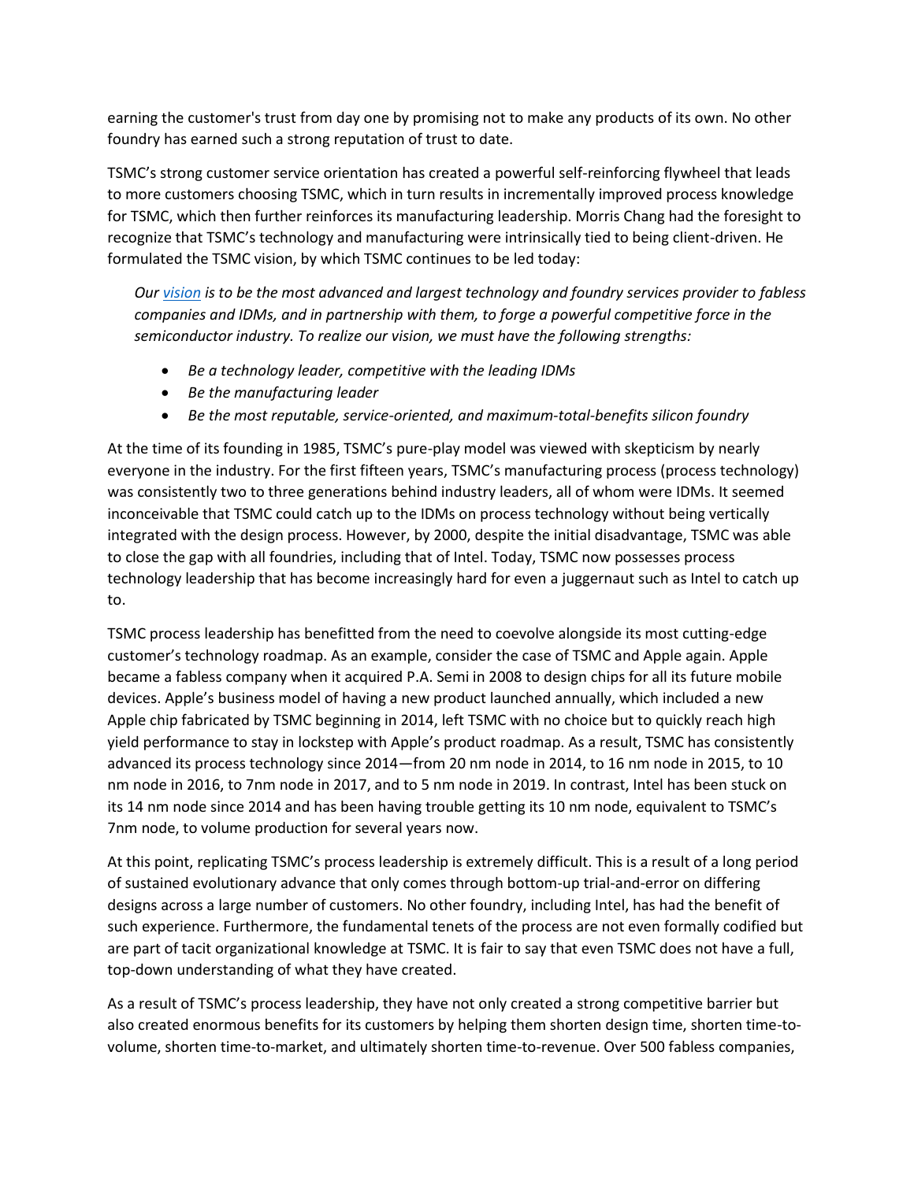earning the customer's trust from day one by promising not to make any products of its own. No other foundry has earned such a strong reputation of trust to date.

TSMC's strong customer service orientation has created a powerful self-reinforcing flywheel that leads to more customers choosing TSMC, which in turn results in incrementally improved process knowledge for TSMC, which then further reinforces its manufacturing leadership. Morris Chang had the foresight to recognize that TSMC's technology and manufacturing were intrinsically tied to being client-driven. He formulated the TSMC vision, by which TSMC continues to be led today:

> *Our [vision](#) is to be the most advanced and largest technology and foundry services provider to fabless companies and IDMs, and in partnership with them, to forge a powerful competitive force in the semiconductor industry. To realize our vision, we must have the following strengths:*
>
> - *Be a technology leader, competitive with the leading IDMs*
> - *Be the manufacturing leader*
> - *Be the most reputable, service-oriented, and maximum-total-benefits silicon foundry*

At the time of its founding in 1985, TSMC's pure-play model was viewed with skepticism by nearly everyone in the industry. For the first fifteen years, TSMC's manufacturing process (process technology) was consistently two to three generations behind industry leaders, all of whom were IDMs. It seemed inconceivable that TSMC could catch up to the IDMs on process technology without being vertically integrated with the design process. However, by 2000, despite the initial disadvantage, TSMC was able to close the gap with all foundries, including that of Intel. Today, TSMC now possesses process technology leadership that has become increasingly hard for even a juggernaut such as Intel to catch up to.

TSMC process leadership has benefitted from the need to coevolve alongside its most cutting-edge customer's technology roadmap. As an example, consider the case of TSMC and Apple again. Apple became a fabless company when it acquired P.A. Semi in 2008 to design chips for all its future mobile devices. Apple's business model of having a new product launched annually, which included a new Apple chip fabricated by TSMC beginning in 2014, left TSMC with no choice but to quickly reach high yield performance to stay in lockstep with Apple's product roadmap. As a result, TSMC has consistently advanced its process technology since 2014—from 20 nm node in 2014, to 16 nm node in 2015, to 10 nm node in 2016, to 7nm node in 2017, and to 5 nm node in 2019. In contrast, Intel has been stuck on its 14 nm node since 2014 and has been having trouble getting its 10 nm node, equivalent to TSMC's 7nm node, to volume production for several years now.

At this point, replicating TSMC's process leadership is extremely difficult. This is a result of a long period of sustained evolutionary advance that only comes through bottom-up trial-and-error on differing designs across a large number of customers. No other foundry, including Intel, has had the benefit of such experience. Furthermore, the fundamental tenets of the process are not even formally codified but are part of tacit organizational knowledge at TSMC. It is fair to say that even TSMC does not have a full, top-down understanding of what they have created.

As a result of TSMC's process leadership, they have not only created a strong competitive barrier but also created enormous benefits for its customers by helping them shorten design time, shorten time-to-volume, shorten time-to-market, and ultimately shorten time-to-revenue. Over 500 fabless companies,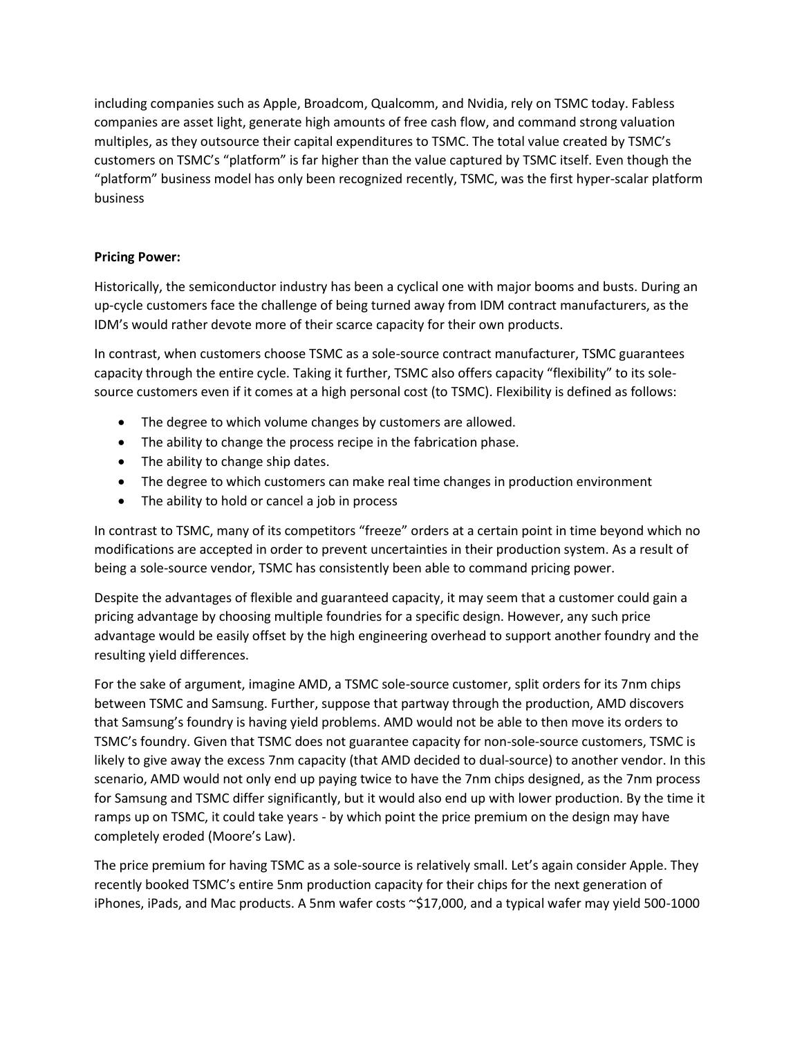including companies such as Apple, Broadcom, Qualcomm, and Nvidia, rely on TSMC today. Fabless companies are asset light, generate high amounts of free cash flow, and command strong valuation multiples, as they outsource their capital expenditures to TSMC. The total value created by TSMC's customers on TSMC's "platform" is far higher than the value captured by TSMC itself. Even though the "platform" business model has only been recognized recently, TSMC, was the first hyper-scalar platform business

**Pricing Power:**

Historically, the semiconductor industry has been a cyclical one with major booms and busts. During an up-cycle customers face the challenge of being turned away from IDM contract manufacturers, as the IDM's would rather devote more of their scarce capacity for their own products.

In contrast, when customers choose TSMC as a sole-source contract manufacturer, TSMC guarantees capacity through the entire cycle. Taking it further, TSMC also offers capacity "flexibility" to its sole-source customers even if it comes at a high personal cost (to TSMC). Flexibility is defined as follows:

- The degree to which volume changes by customers are allowed.
- The ability to change the process recipe in the fabrication phase.
- The ability to change ship dates.
- The degree to which customers can make real time changes in production environment
- The ability to hold or cancel a job in process

In contrast to TSMC, many of its competitors "freeze" orders at a certain point in time beyond which no modifications are accepted in order to prevent uncertainties in their production system. As a result of being a sole-source vendor, TSMC has consistently been able to command pricing power.

Despite the advantages of flexible and guaranteed capacity, it may seem that a customer could gain a pricing advantage by choosing multiple foundries for a specific design. However, any such price advantage would be easily offset by the high engineering overhead to support another foundry and the resulting yield differences.

For the sake of argument, imagine AMD, a TSMC sole-source customer, split orders for its 7nm chips between TSMC and Samsung. Further, suppose that partway through the production, AMD discovers that Samsung's foundry is having yield problems. AMD would not be able to then move its orders to TSMC's foundry. Given that TSMC does not guarantee capacity for non-sole-source customers, TSMC is likely to give away the excess 7nm capacity (that AMD decided to dual-source) to another vendor. In this scenario, AMD would not only end up paying twice to have the 7nm chips designed, as the 7nm process for Samsung and TSMC differ significantly, but it would also end up with lower production. By the time it ramps up on TSMC, it could take years - by which point the price premium on the design may have completely eroded (Moore's Law).

The price premium for having TSMC as a sole-source is relatively small. Let's again consider Apple. They recently booked TSMC's entire 5nm production capacity for their chips for the next generation of iPhones, iPads, and Mac products. A 5nm wafer costs ~$17,000, and a typical wafer may yield 500-1000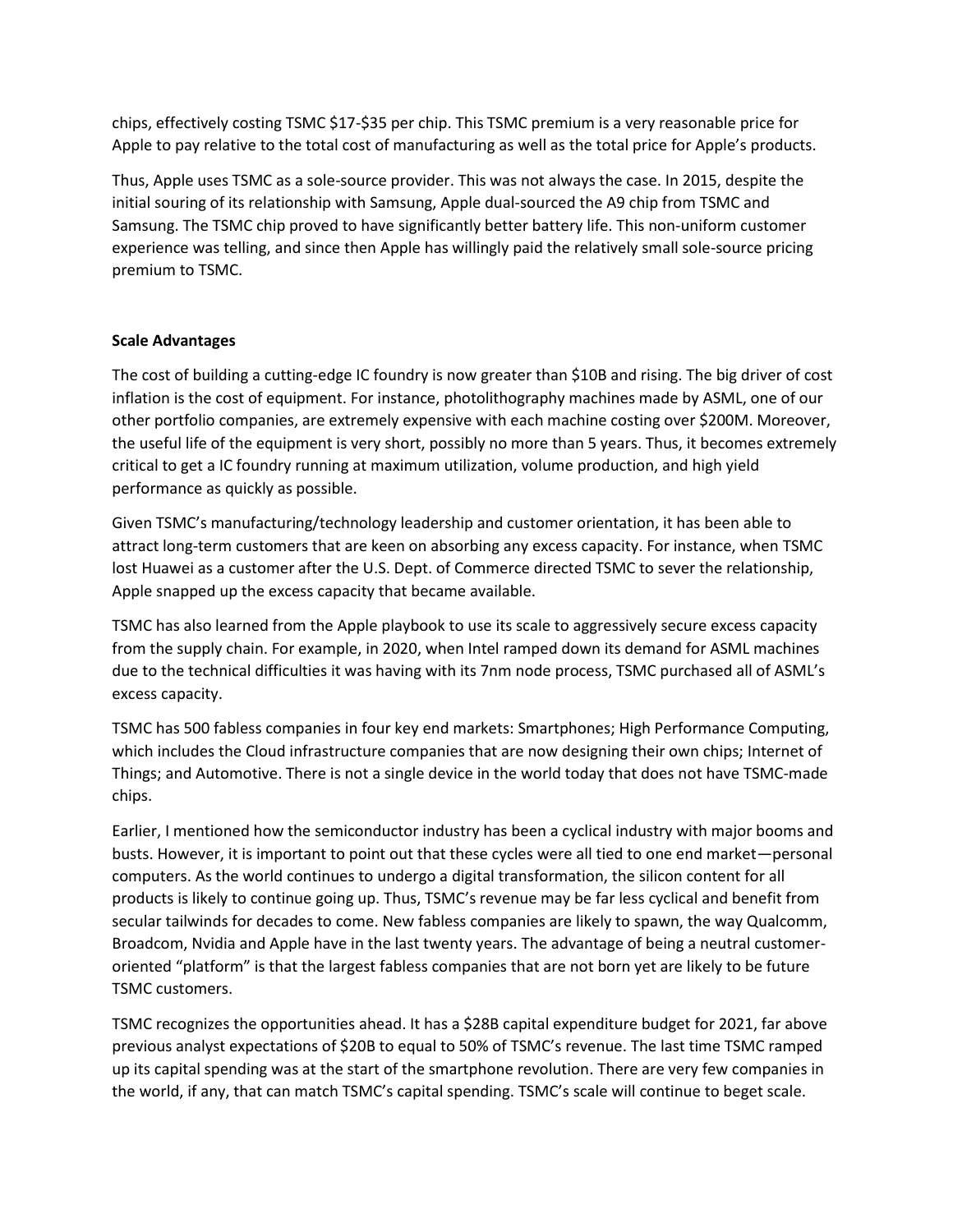chips, effectively costing TSMC $17-$35 per chip. This TSMC premium is a very reasonable price for Apple to pay relative to the total cost of manufacturing as well as the total price for Apple's products.

Thus, Apple uses TSMC as a sole-source provider. This was not always the case. In 2015, despite the initial souring of its relationship with Samsung, Apple dual-sourced the A9 chip from TSMC and Samsung. The TSMC chip proved to have significantly better battery life. This non-uniform customer experience was telling, and since then Apple has willingly paid the relatively small sole-source pricing premium to TSMC.

**Scale Advantages**

The cost of building a cutting-edge IC foundry is now greater than $10B and rising. The big driver of cost inflation is the cost of equipment. For instance, photolithography machines made by ASML, one of our other portfolio companies, are extremely expensive with each machine costing over $200M. Moreover, the useful life of the equipment is very short, possibly no more than 5 years. Thus, it becomes extremely critical to get a IC foundry running at maximum utilization, volume production, and high yield performance as quickly as possible.

Given TSMC's manufacturing/technology leadership and customer orientation, it has been able to attract long-term customers that are keen on absorbing any excess capacity. For instance, when TSMC lost Huawei as a customer after the U.S. Dept. of Commerce directed TSMC to sever the relationship, Apple snapped up the excess capacity that became available.

TSMC has also learned from the Apple playbook to use its scale to aggressively secure excess capacity from the supply chain. For example, in 2020, when Intel ramped down its demand for ASML machines due to the technical difficulties it was having with its 7nm node process, TSMC purchased all of ASML's excess capacity.

TSMC has 500 fabless companies in four key end markets: Smartphones; High Performance Computing, which includes the Cloud infrastructure companies that are now designing their own chips; Internet of Things; and Automotive. There is not a single device in the world today that does not have TSMC-made chips.

Earlier, I mentioned how the semiconductor industry has been a cyclical industry with major booms and busts. However, it is important to point out that these cycles were all tied to one end market—personal computers. As the world continues to undergo a digital transformation, the silicon content for all products is likely to continue going up. Thus, TSMC's revenue may be far less cyclical and benefit from secular tailwinds for decades to come. New fabless companies are likely to spawn, the way Qualcomm, Broadcom, Nvidia and Apple have in the last twenty years. The advantage of being a neutral customer-oriented "platform" is that the largest fabless companies that are not born yet are likely to be future TSMC customers.

TSMC recognizes the opportunities ahead. It has a $28B capital expenditure budget for 2021, far above previous analyst expectations of $20B to equal to 50% of TSMC's revenue. The last time TSMC ramped up its capital spending was at the start of the smartphone revolution. There are very few companies in the world, if any, that can match TSMC's capital spending. TSMC's scale will continue to beget scale.